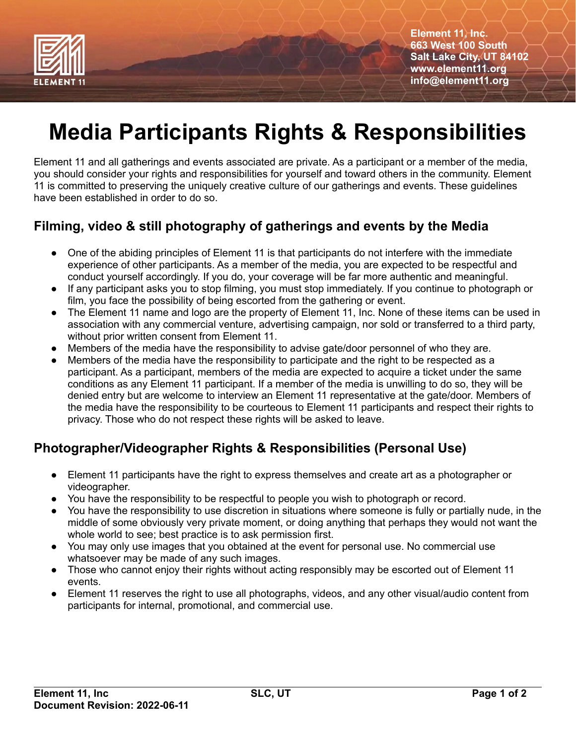Element 11, Inc.
663 West 100 South
Salt Lake City, UT 84102
www.element11.org
info@element11.org

# Media Participants Rights & Responsibilities

Element 11 and all gatherings and events associated are private. As a participant or a member of the media, you should consider your rights and responsibilities for yourself and toward others in the community. Element 11 is committed to preserving the uniquely creative culture of our gatherings and events. These guidelines have been established in order to do so.

## Filming, video & still photography of gatherings and events by the Media

- One of the abiding principles of Element 11 is that participants do not interfere with the immediate experience of other participants. As a member of the media, you are expected to be respectful and conduct yourself accordingly. If you do, your coverage will be far more authentic and meaningful.
- If any participant asks you to stop filming, you must stop immediately. If you continue to photograph or film, you face the possibility of being escorted from the gathering or event.
- The Element 11 name and logo are the property of Element 11, Inc. None of these items can be used in association with any commercial venture, advertising campaign, nor sold or transferred to a third party, without prior written consent from Element 11.
- Members of the media have the responsibility to advise gate/door personnel of who they are.
- Members of the media have the responsibility to participate and the right to be respected as a participant. As a participant, members of the media are expected to acquire a ticket under the same conditions as any Element 11 participant. If a member of the media is unwilling to do so, they will be denied entry but are welcome to interview an Element 11 representative at the gate/door. Members of the media have the responsibility to be courteous to Element 11 participants and respect their rights to privacy. Those who do not respect these rights will be asked to leave.

## Photographer/Videographer Rights & Responsibilities (Personal Use)

- Element 11 participants have the right to express themselves and create art as a photographer or videographer.
- You have the responsibility to be respectful to people you wish to photograph or record.
- You have the responsibility to use discretion in situations where someone is fully or partially nude, in the middle of some obviously very private moment, or doing anything that perhaps they would not want the whole world to see; best practice is to ask permission first.
- You may only use images that you obtained at the event for personal use. No commercial use whatsoever may be made of any such images.
- Those who cannot enjoy their rights without acting responsibly may be escorted out of Element 11 events.
- Element 11 reserves the right to use all photographs, videos, and any other visual/audio content from participants for internal, promotional, and commercial use.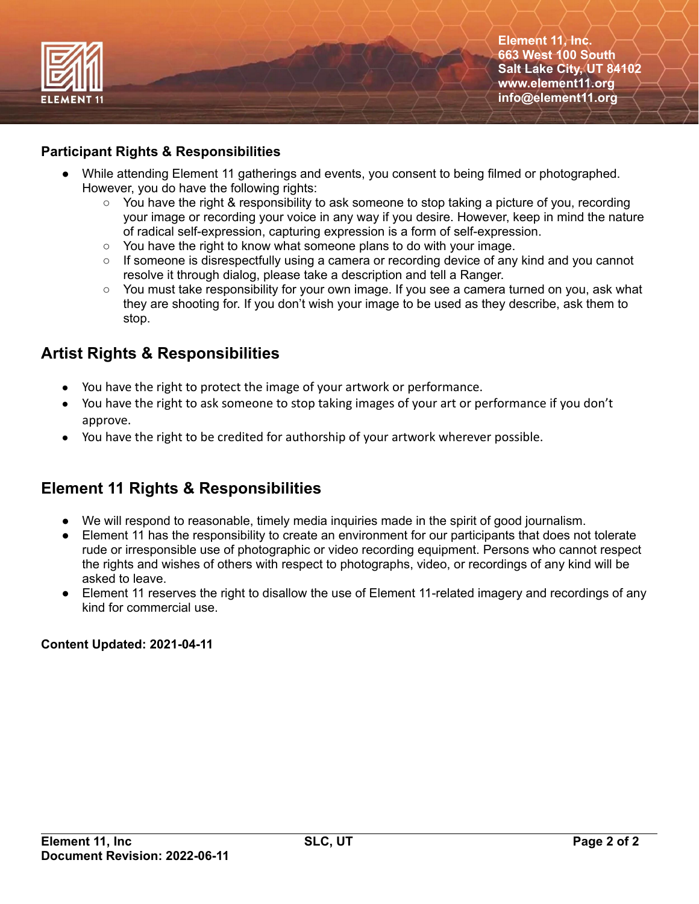### Participant Rights & Responsibilities

- While attending Element 11 gatherings and events, you consent to being filmed or photographed. However, you do have the following rights:
  - You have the right & responsibility to ask someone to stop taking a picture of you, recording your image or recording your voice in any way if you desire. However, keep in mind the nature of radical self-expression, capturing expression is a form of self-expression.
  - You have the right to know what someone plans to do with your image.
  - If someone is disrespectfully using a camera or recording device of any kind and you cannot resolve it through dialog, please take a description and tell a Ranger.
  - You must take responsibility for your own image. If you see a camera turned on you, ask what they are shooting for. If you don't wish your image to be used as they describe, ask them to stop.

## Artist Rights & Responsibilities

- You have the right to protect the image of your artwork or performance.
- You have the right to ask someone to stop taking images of your art or performance if you don't approve.
- You have the right to be credited for authorship of your artwork wherever possible.

## Element 11 Rights & Responsibilities

- We will respond to reasonable, timely media inquiries made in the spirit of good journalism.
- Element 11 has the responsibility to create an environment for our participants that does not tolerate rude or irresponsible use of photographic or video recording equipment. Persons who cannot respect the rights and wishes of others with respect to photographs, video, or recordings of any kind will be asked to leave.
- Element 11 reserves the right to disallow the use of Element 11-related imagery and recordings of any kind for commercial use.

**Content Updated: 2021-04-11**